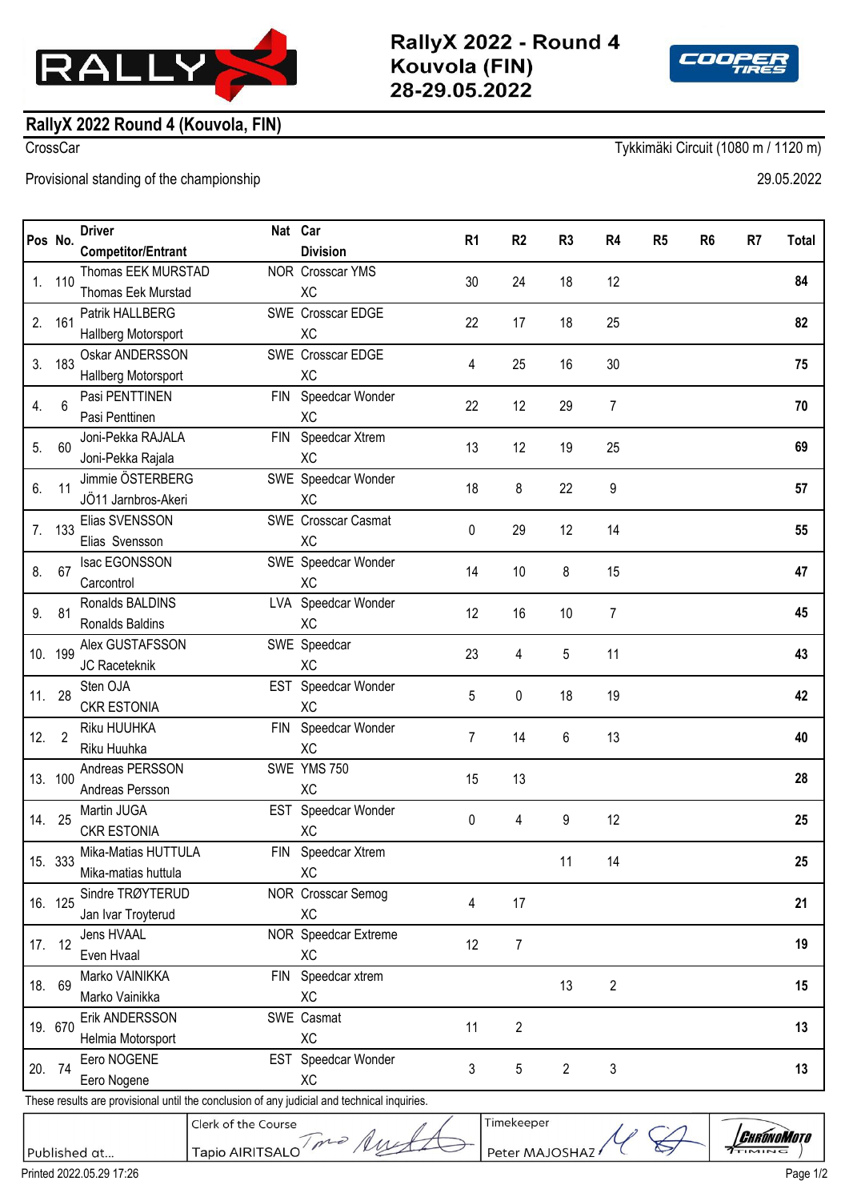# RallyX 2022 - Round 4 Kouvola (FIN) 28-29.05.2022

## RallyX 2022 Round 4 (Kouvola, FIN)

CrossCar

Tykkimäki Circuit (1080 m / 1120 m)

Provisional standing of the championship

29.05.2022

| Pos | No. | Driver / Competitor/Entrant | Nat | Car / Division | R1 | R2 | R3 | R4 | R5 | R6 | R7 | Total |
|---|---|---|---|---|---|---|---|---|---|---|---|---|
| 1. | 110 | Thomas EEK MURSTAD / Thomas Eek Murstad | NOR | Crosscar YMS / XC | 30 | 24 | 18 | 12 | | | | **84** |
| 2. | 161 | Patrik HALLBERG / Hallberg Motorsport | SWE | Crosscar EDGE / XC | 22 | 17 | 18 | 25 | | | | **82** |
| 3. | 183 | Oskar ANDERSSON / Hallberg Motorsport | SWE | Crosscar EDGE / XC | 4 | 25 | 16 | 30 | | | | **75** |
| 4. | 6 | Pasi PENTTINEN / Pasi Penttinen | FIN | Speedcar Wonder / XC | 22 | 12 | 29 | 7 | | | | **70** |
| 5. | 60 | Joni-Pekka RAJALA / Joni-Pekka Rajala | FIN | Speedcar Xtrem / XC | 13 | 12 | 19 | 25 | | | | **69** |
| 6. | 11 | Jimmie ÖSTERBERG / JÖ11 Jarnbros-Akeri | SWE | Speedcar Wonder / XC | 18 | 8 | 22 | 9 | | | | **57** |
| 7. | 133 | Elias SVENSSON / Elias Svensson | SWE | Crosscar Casmat / XC | 0 | 29 | 12 | 14 | | | | **55** |
| 8. | 67 | Isac EGONSSON / Carcontrol | SWE | Speedcar Wonder / XC | 14 | 10 | 8 | 15 | | | | **47** |
| 9. | 81 | Ronalds BALDINS / Ronalds Baldins | LVA | Speedcar Wonder / XC | 12 | 16 | 10 | 7 | | | | **45** |
| 10. | 199 | Alex GUSTAFSSON / JC Raceteknik | SWE | Speedcar / XC | 23 | 4 | 5 | 11 | | | | **43** |
| 11. | 28 | Sten OJA / CKR ESTONIA | EST | Speedcar Wonder / XC | 5 | 0 | 18 | 19 | | | | **42** |
| 12. | 2 | Riku HUUHKA / Riku Huuhka | FIN | Speedcar Wonder / XC | 7 | 14 | 6 | 13 | | | | **40** |
| 13. | 100 | Andreas PERSSON / Andreas Persson | SWE | YMS 750 / XC | 15 | 13 | | | | | | **28** |
| 14. | 25 | Martin JUGA / CKR ESTONIA | EST | Speedcar Wonder / XC | 0 | 4 | 9 | 12 | | | | **25** |
| 15. | 333 | Mika-Matias HUTTULA / Mika-matias huttula | FIN | Speedcar Xtrem / XC | | | 11 | 14 | | | | **25** |
| 16. | 125 | Sindre TRØYTERUD / Jan Ivar Troyterud | NOR | Crosscar Semog / XC | 4 | 17 | | | | | | **21** |
| 17. | 12 | Jens HVAAL / Even Hvaal | NOR | Speedcar Extreme / XC | 12 | 7 | | | | | | **19** |
| 18. | 69 | Marko VAINIKKA / Marko Vainikka | FIN | Speedcar xtrem / XC | | | 13 | 2 | | | | **15** |
| 19. | 670 | Erik ANDERSSON / Helmia Motorsport | SWE | Casmat / XC | 11 | 2 | | | | | | **13** |
| 20. | 74 | Eero NOGENE / Eero Nogene | EST | Speedcar Wonder / XC | 3 | 5 | 2 | 3 | | | | **13** |

These results are provisional until the conclusion of any judicial and technical inquiries.

Published at...

Clerk of the Course: Tapio AIRITSALO

Timekeeper: Peter MAJOSHAZY

Printed 2022.05.29 17:26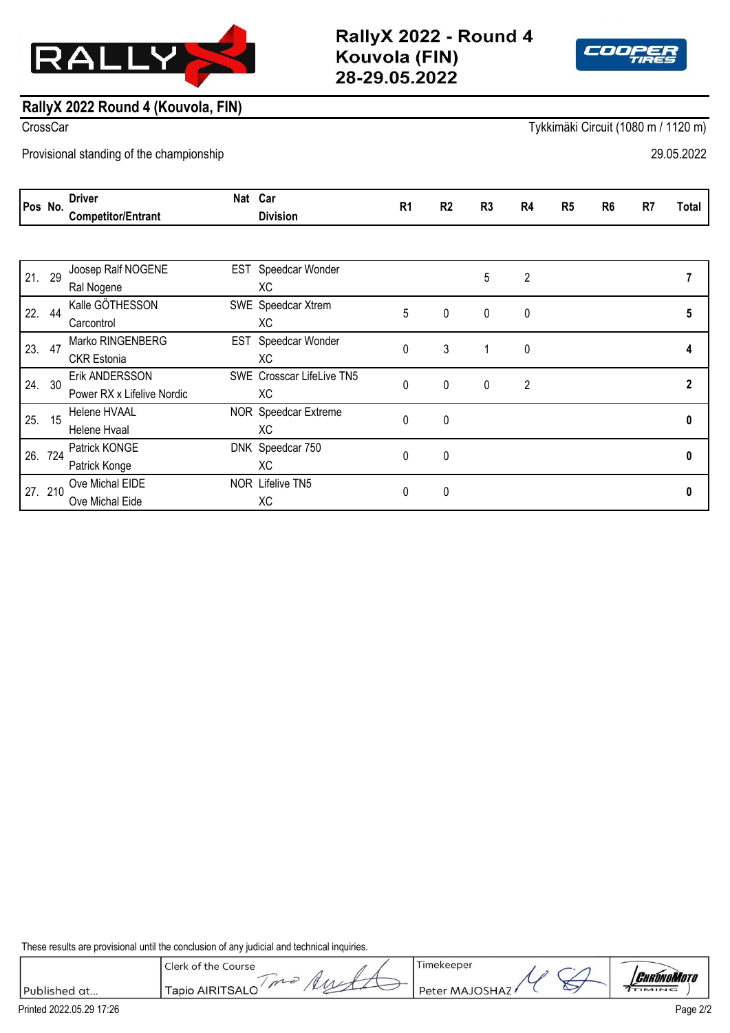## RallyX 2022 - Round 4
## Kouvola (FIN)
## 28-29.05.2022

## RallyX 2022 Round 4 (Kouvola, FIN)

CrossCar

Tykkimäki Circuit (1080 m / 1120 m)

Provisional standing of the championship

29.05.2022

| Pos | No. | Driver / Competitor/Entrant | Nat | Car / Division | R1 | R2 | R3 | R4 | R5 | R6 | R7 | Total |
|---|---|---|---|---|---|---|---|---|---|---|---|---|
| 21. | 29 | Joosep Ralf NOGENE / Ral Nogene | EST | Speedcar Wonder / XC | | | 5 | 2 | | | | **7** |
| 22. | 44 | Kalle GÖTHESSON / Carcontrol | SWE | Speedcar Xtrem / XC | 5 | 0 | 0 | 0 | | | | **5** |
| 23. | 47 | Marko RINGENBERG / CKR Estonia | EST | Speedcar Wonder / XC | 0 | 3 | 1 | 0 | | | | **4** |
| 24. | 30 | Erik ANDERSSON / Power RX x Lifelive Nordic | SWE | Crosscar LifeLive TN5 / XC | 0 | 0 | 0 | 2 | | | | **2** |
| 25. | 15 | Helene HVAAL / Helene Hvaal | NOR | Speedcar Extreme / XC | 0 | 0 | | | | | | **0** |
| 26. | 724 | Patrick KONGE / Patrick Konge | DNK | Speedcar 750 / XC | 0 | 0 | | | | | | **0** |
| 27. | 210 | Ove Michal EIDE / Ove Michal Eide | NOR | Lifelive TN5 / XC | 0 | 0 | | | | | | **0** |

These results are provisional until the conclusion of any judicial and technical inquiries.

| | | | |
|---|---|---|---|
| Published at... | Clerk of the Course: Tapio AIRITSALO | Timekeeper: Peter MAJOSHAZ | ChronoMoto Timing |

Printed 2022.05.29 17:26